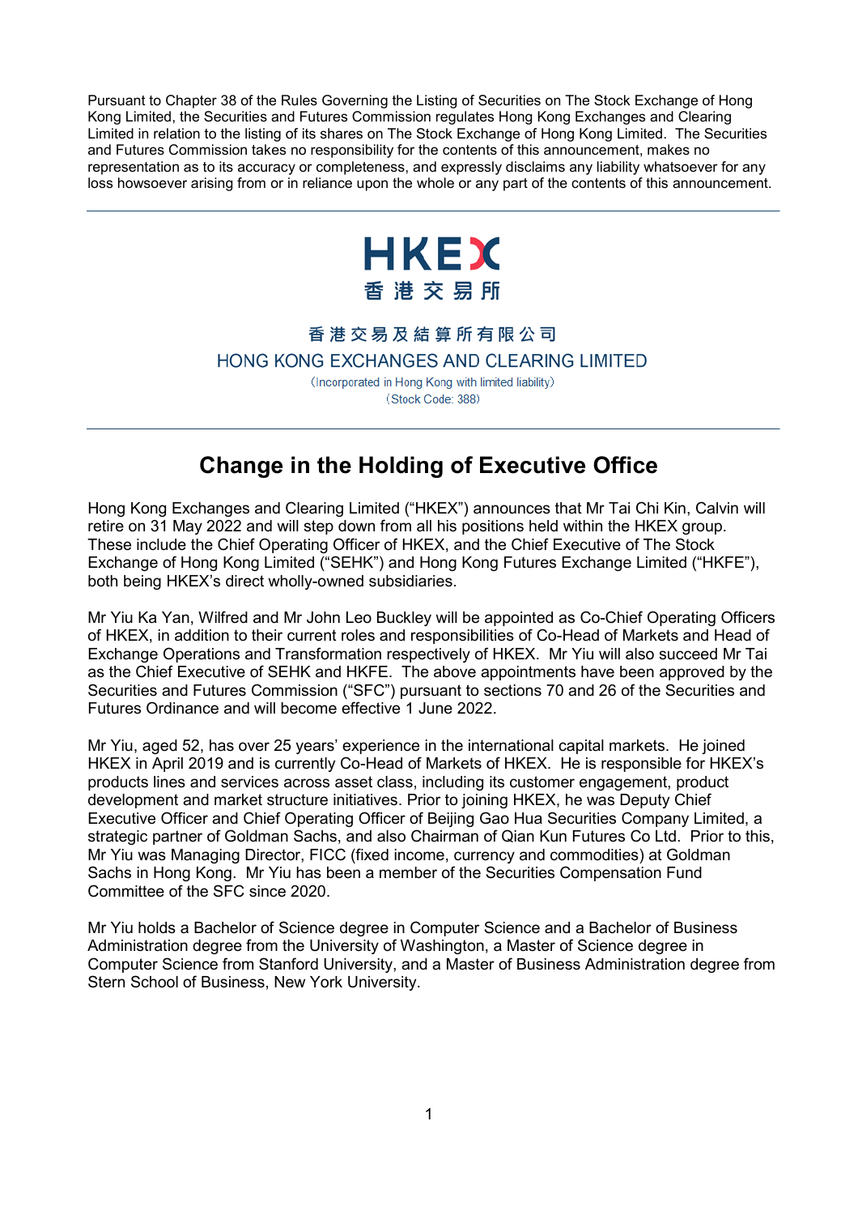Pursuant to Chapter 38 of the Rules Governing the Listing of Securities on The Stock Exchange of Hong Kong Limited, the Securities and Futures Commission regulates Hong Kong Exchanges and Clearing Limited in relation to the listing of its shares on The Stock Exchange of Hong Kong Limited. The Securities and Futures Commission takes no responsibility for the contents of this announcement, makes no representation as to its accuracy or completeness, and expressly disclaims any liability whatsoever for any loss howsoever arising from or in reliance upon the whole or any part of the contents of this announcement.

---

HKEX
香港交易所

香港交易及結算所有限公司
HONG KONG EXCHANGES AND CLEARING LIMITED
(Incorporated in Hong Kong with limited liability)
(Stock Code: 388)

---

# Change in the Holding of Executive Office

Hong Kong Exchanges and Clearing Limited ("HKEX") announces that Mr Tai Chi Kin, Calvin will retire on 31 May 2022 and will step down from all his positions held within the HKEX group. These include the Chief Operating Officer of HKEX, and the Chief Executive of The Stock Exchange of Hong Kong Limited ("SEHK") and Hong Kong Futures Exchange Limited ("HKFE"), both being HKEX's direct wholly-owned subsidiaries.

Mr Yiu Ka Yan, Wilfred and Mr John Leo Buckley will be appointed as Co-Chief Operating Officers of HKEX, in addition to their current roles and responsibilities of Co-Head of Markets and Head of Exchange Operations and Transformation respectively of HKEX. Mr Yiu will also succeed Mr Tai as the Chief Executive of SEHK and HKFE. The above appointments have been approved by the Securities and Futures Commission ("SFC") pursuant to sections 70 and 26 of the Securities and Futures Ordinance and will become effective 1 June 2022.

Mr Yiu, aged 52, has over 25 years' experience in the international capital markets. He joined HKEX in April 2019 and is currently Co-Head of Markets of HKEX. He is responsible for HKEX's products lines and services across asset class, including its customer engagement, product development and market structure initiatives. Prior to joining HKEX, he was Deputy Chief Executive Officer and Chief Operating Officer of Beijing Gao Hua Securities Company Limited, a strategic partner of Goldman Sachs, and also Chairman of Qian Kun Futures Co Ltd. Prior to this, Mr Yiu was Managing Director, FICC (fixed income, currency and commodities) at Goldman Sachs in Hong Kong. Mr Yiu has been a member of the Securities Compensation Fund Committee of the SFC since 2020.

Mr Yiu holds a Bachelor of Science degree in Computer Science and a Bachelor of Business Administration degree from the University of Washington, a Master of Science degree in Computer Science from Stanford University, and a Master of Business Administration degree from Stern School of Business, New York University.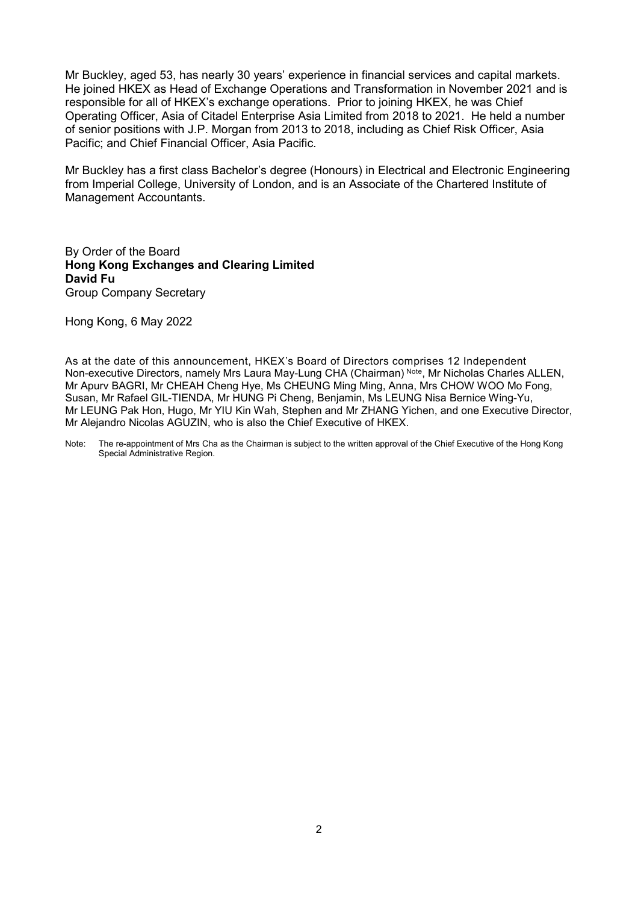Mr Buckley, aged 53, has nearly 30 years' experience in financial services and capital markets. He joined HKEX as Head of Exchange Operations and Transformation in November 2021 and is responsible for all of HKEX's exchange operations. Prior to joining HKEX, he was Chief Operating Officer, Asia of Citadel Enterprise Asia Limited from 2018 to 2021. He held a number of senior positions with J.P. Morgan from 2013 to 2018, including as Chief Risk Officer, Asia Pacific; and Chief Financial Officer, Asia Pacific.

Mr Buckley has a first class Bachelor's degree (Honours) in Electrical and Electronic Engineering from Imperial College, University of London, and is an Associate of the Chartered Institute of Management Accountants.

By Order of the Board
**Hong Kong Exchanges and Clearing Limited**
**David Fu**
Group Company Secretary

Hong Kong, 6 May 2022

As at the date of this announcement, HKEX's Board of Directors comprises 12 Independent Non-executive Directors, namely Mrs Laura May-Lung CHA (Chairman) [Note], Mr Nicholas Charles ALLEN, Mr Apurv BAGRI, Mr CHEAH Cheng Hye, Ms CHEUNG Ming Ming, Anna, Mrs CHOW WOO Mo Fong, Susan, Mr Rafael GIL-TIENDA, Mr HUNG Pi Cheng, Benjamin, Ms LEUNG Nisa Bernice Wing-Yu, Mr LEUNG Pak Hon, Hugo, Mr YIU Kin Wah, Stephen and Mr ZHANG Yichen, and one Executive Director, Mr Alejandro Nicolas AGUZIN, who is also the Chief Executive of HKEX.

Note: The re-appointment of Mrs Cha as the Chairman is subject to the written approval of the Chief Executive of the Hong Kong Special Administrative Region.